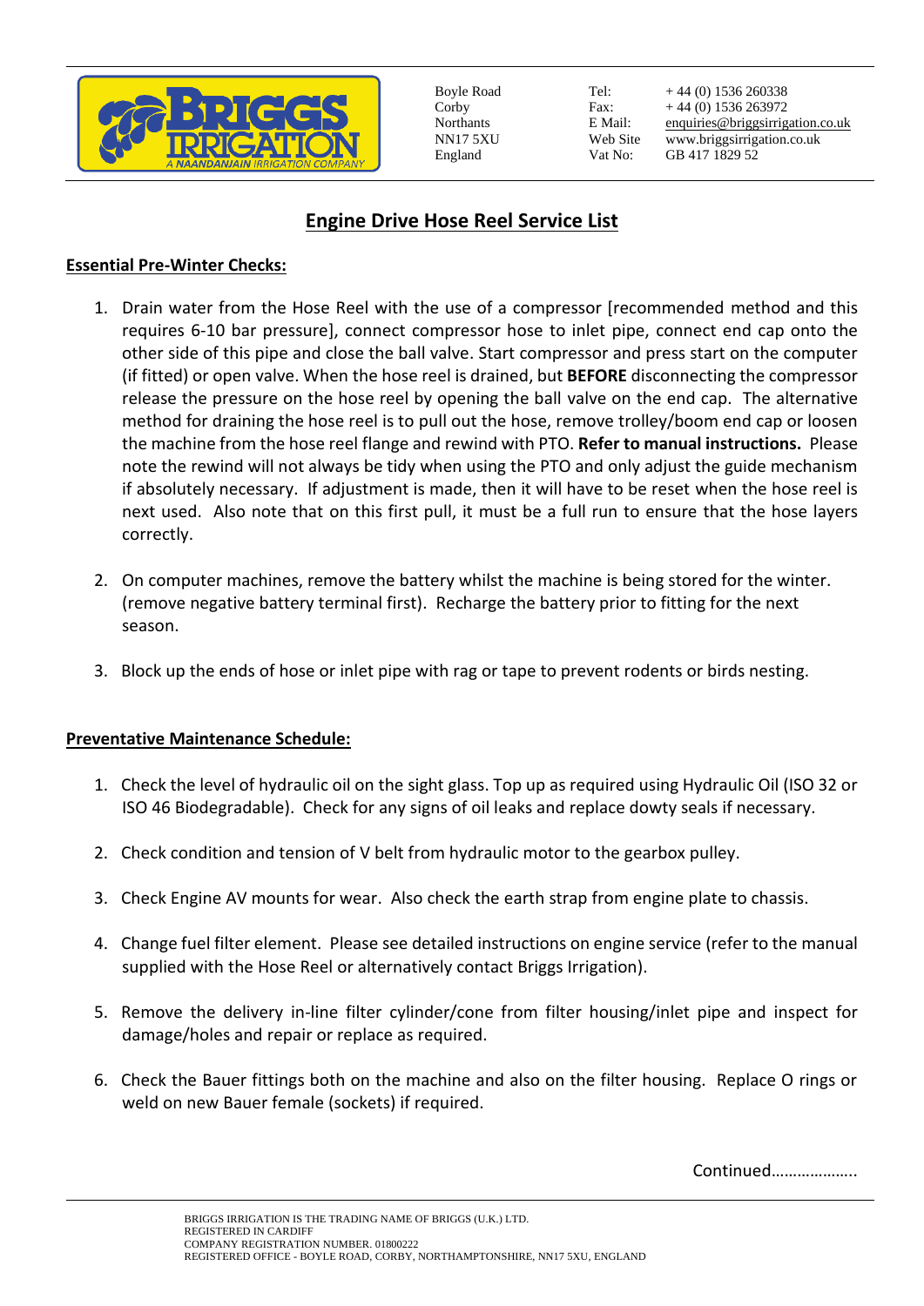Boyle Road
Corby
Northants
NN17 5XU
England

Tel: + 44 (0) 1536 260338
Fax: + 44 (0) 1536 263972
E Mail: enquiries@briggsirrigation.co.uk
Web Site www.briggsirrigation.co.uk
Vat No: GB 417 1829 52

# Engine Drive Hose Reel Service List

## Essential Pre-Winter Checks:

1. Drain water from the Hose Reel with the use of a compressor [recommended method and this requires 6-10 bar pressure], connect compressor hose to inlet pipe, connect end cap onto the other side of this pipe and close the ball valve. Start compressor and press start on the computer (if fitted) or open valve. When the hose reel is drained, but **BEFORE** disconnecting the compressor release the pressure on the hose reel by opening the ball valve on the end cap. The alternative method for draining the hose reel is to pull out the hose, remove trolley/boom end cap or loosen the machine from the hose reel flange and rewind with PTO. **Refer to manual instructions.** Please note the rewind will not always be tidy when using the PTO and only adjust the guide mechanism if absolutely necessary. If adjustment is made, then it will have to be reset when the hose reel is next used. Also note that on this first pull, it must be a full run to ensure that the hose layers correctly.

2. On computer machines, remove the battery whilst the machine is being stored for the winter. (remove negative battery terminal first). Recharge the battery prior to fitting for the next season.

3. Block up the ends of hose or inlet pipe with rag or tape to prevent rodents or birds nesting.

## Preventative Maintenance Schedule:

1. Check the level of hydraulic oil on the sight glass. Top up as required using Hydraulic Oil (ISO 32 or ISO 46 Biodegradable). Check for any signs of oil leaks and replace dowty seals if necessary.

2. Check condition and tension of V belt from hydraulic motor to the gearbox pulley.

3. Check Engine AV mounts for wear. Also check the earth strap from engine plate to chassis.

4. Change fuel filter element. Please see detailed instructions on engine service (refer to the manual supplied with the Hose Reel or alternatively contact Briggs Irrigation).

5. Remove the delivery in-line filter cylinder/cone from filter housing/inlet pipe and inspect for damage/holes and repair or replace as required.

6. Check the Bauer fittings both on the machine and also on the filter housing. Replace O rings or weld on new Bauer female (sockets) if required.

Continued………………..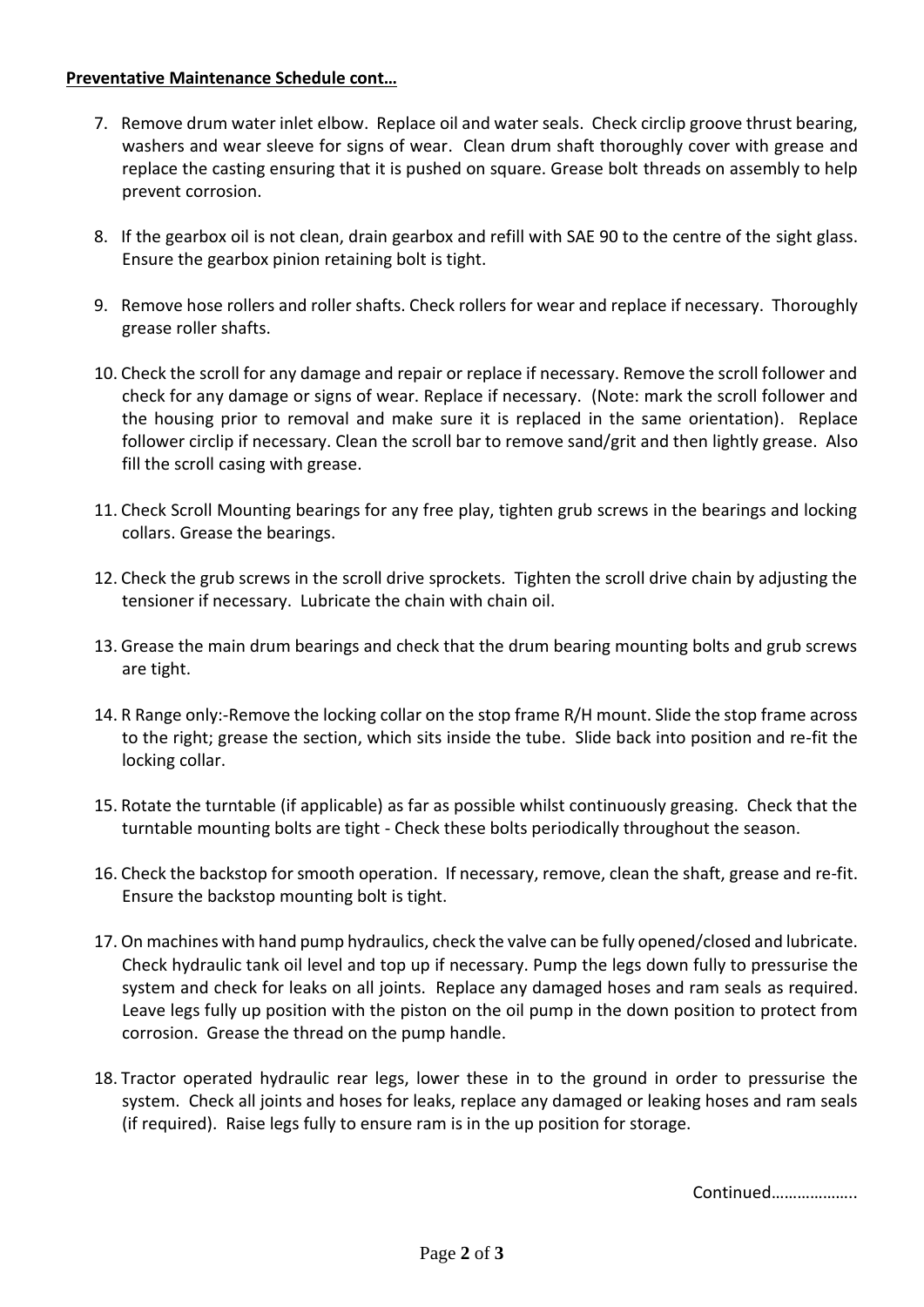**Preventative Maintenance Schedule cont…**

7. Remove drum water inlet elbow. Replace oil and water seals. Check circlip groove thrust bearing, washers and wear sleeve for signs of wear. Clean drum shaft thoroughly cover with grease and replace the casting ensuring that it is pushed on square. Grease bolt threads on assembly to help prevent corrosion.

8. If the gearbox oil is not clean, drain gearbox and refill with SAE 90 to the centre of the sight glass. Ensure the gearbox pinion retaining bolt is tight.

9. Remove hose rollers and roller shafts. Check rollers for wear and replace if necessary. Thoroughly grease roller shafts.

10. Check the scroll for any damage and repair or replace if necessary. Remove the scroll follower and check for any damage or signs of wear. Replace if necessary. (Note: mark the scroll follower and the housing prior to removal and make sure it is replaced in the same orientation). Replace follower circlip if necessary. Clean the scroll bar to remove sand/grit and then lightly grease. Also fill the scroll casing with grease.

11. Check Scroll Mounting bearings for any free play, tighten grub screws in the bearings and locking collars. Grease the bearings.

12. Check the grub screws in the scroll drive sprockets. Tighten the scroll drive chain by adjusting the tensioner if necessary. Lubricate the chain with chain oil.

13. Grease the main drum bearings and check that the drum bearing mounting bolts and grub screws are tight.

14. R Range only:-Remove the locking collar on the stop frame R/H mount. Slide the stop frame across to the right; grease the section, which sits inside the tube. Slide back into position and re-fit the locking collar.

15. Rotate the turntable (if applicable) as far as possible whilst continuously greasing. Check that the turntable mounting bolts are tight - Check these bolts periodically throughout the season.

16. Check the backstop for smooth operation. If necessary, remove, clean the shaft, grease and re-fit. Ensure the backstop mounting bolt is tight.

17. On machines with hand pump hydraulics, check the valve can be fully opened/closed and lubricate. Check hydraulic tank oil level and top up if necessary. Pump the legs down fully to pressurise the system and check for leaks on all joints. Replace any damaged hoses and ram seals as required. Leave legs fully up position with the piston on the oil pump in the down position to protect from corrosion. Grease the thread on the pump handle.

18. Tractor operated hydraulic rear legs, lower these in to the ground in order to pressurise the system. Check all joints and hoses for leaks, replace any damaged or leaking hoses and ram seals (if required). Raise legs fully to ensure ram is in the up position for storage.

Continued……………….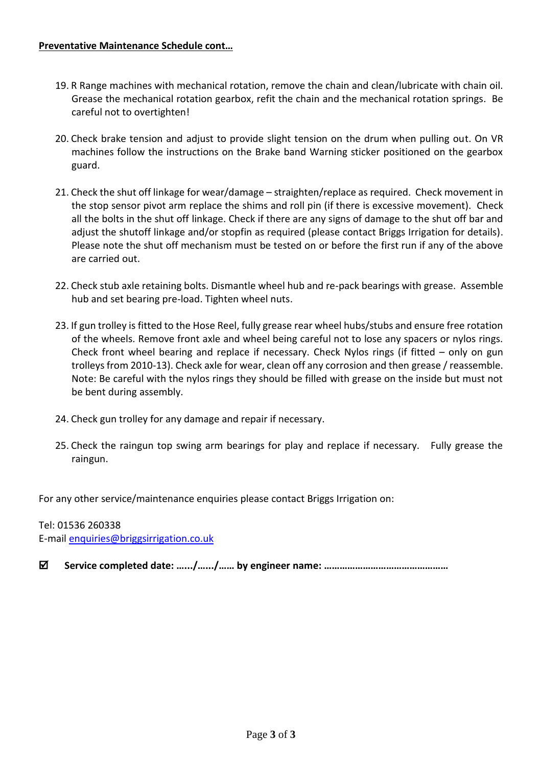**Preventative Maintenance Schedule cont…**

19. R Range machines with mechanical rotation, remove the chain and clean/lubricate with chain oil. Grease the mechanical rotation gearbox, refit the chain and the mechanical rotation springs. Be careful not to overtighten!

20. Check brake tension and adjust to provide slight tension on the drum when pulling out. On VR machines follow the instructions on the Brake band Warning sticker positioned on the gearbox guard.

21. Check the shut off linkage for wear/damage – straighten/replace as required. Check movement in the stop sensor pivot arm replace the shims and roll pin (if there is excessive movement). Check all the bolts in the shut off linkage. Check if there are any signs of damage to the shut off bar and adjust the shutoff linkage and/or stopfin as required (please contact Briggs Irrigation for details). Please note the shut off mechanism must be tested on or before the first run if any of the above are carried out.

22. Check stub axle retaining bolts. Dismantle wheel hub and re-pack bearings with grease. Assemble hub and set bearing pre-load. Tighten wheel nuts.

23. If gun trolley is fitted to the Hose Reel, fully grease rear wheel hubs/stubs and ensure free rotation of the wheels. Remove front axle and wheel being careful not to lose any spacers or nylos rings. Check front wheel bearing and replace if necessary. Check Nylos rings (if fitted – only on gun trolleys from 2010-13). Check axle for wear, clean off any corrosion and then grease / reassemble. Note: Be careful with the nylos rings they should be filled with grease on the inside but must not be bent during assembly.

24. Check gun trolley for any damage and repair if necessary.

25. Check the raingun top swing arm bearings for play and replace if necessary. Fully grease the raingun.

For any other service/maintenance enquiries please contact Briggs Irrigation on:

Tel: 01536 260338
E-mail enquiries@briggsirrigation.co.uk

☑ **Service completed date: …../…../…… by engineer name: ………………………………………**